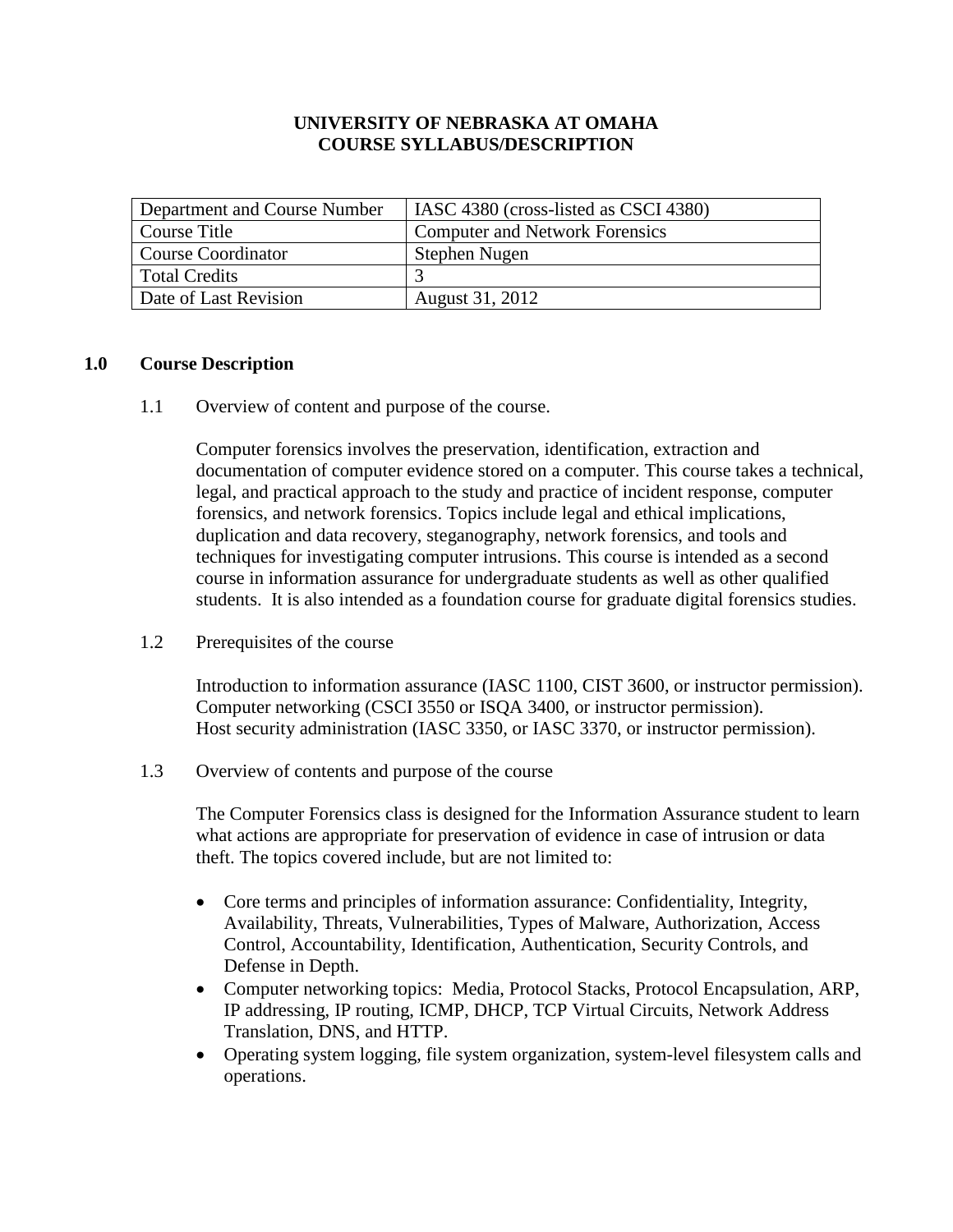# UNIVERSITY OF NEBRASKA AT OMAHA
# COURSE SYLLABUS/DESCRIPTION

| Department and Course Number | IASC 4380 (cross-listed as CSCI 4380) |
|---|---|
| Course Title | Computer and Network Forensics |
| Course Coordinator | Stephen Nugen |
| Total Credits | 3 |
| Date of Last Revision | August 31, 2012 |

## 1.0 Course Description

### 1.1 Overview of content and purpose of the course.

Computer forensics involves the preservation, identification, extraction and documentation of computer evidence stored on a computer. This course takes a technical, legal, and practical approach to the study and practice of incident response, computer forensics, and network forensics. Topics include legal and ethical implications, duplication and data recovery, steganography, network forensics, and tools and techniques for investigating computer intrusions. This course is intended as a second course in information assurance for undergraduate students as well as other qualified students. It is also intended as a foundation course for graduate digital forensics studies.

### 1.2 Prerequisites of the course

Introduction to information assurance (IASC 1100, CIST 3600, or instructor permission).
Computer networking (CSCI 3550 or ISQA 3400, or instructor permission).
Host security administration (IASC 3350, or IASC 3370, or instructor permission).

### 1.3 Overview of contents and purpose of the course

The Computer Forensics class is designed for the Information Assurance student to learn what actions are appropriate for preservation of evidence in case of intrusion or data theft. The topics covered include, but are not limited to:

- Core terms and principles of information assurance: Confidentiality, Integrity, Availability, Threats, Vulnerabilities, Types of Malware, Authorization, Access Control, Accountability, Identification, Authentication, Security Controls, and Defense in Depth.
- Computer networking topics: Media, Protocol Stacks, Protocol Encapsulation, ARP, IP addressing, IP routing, ICMP, DHCP, TCP Virtual Circuits, Network Address Translation, DNS, and HTTP.
- Operating system logging, file system organization, system-level filesystem calls and operations.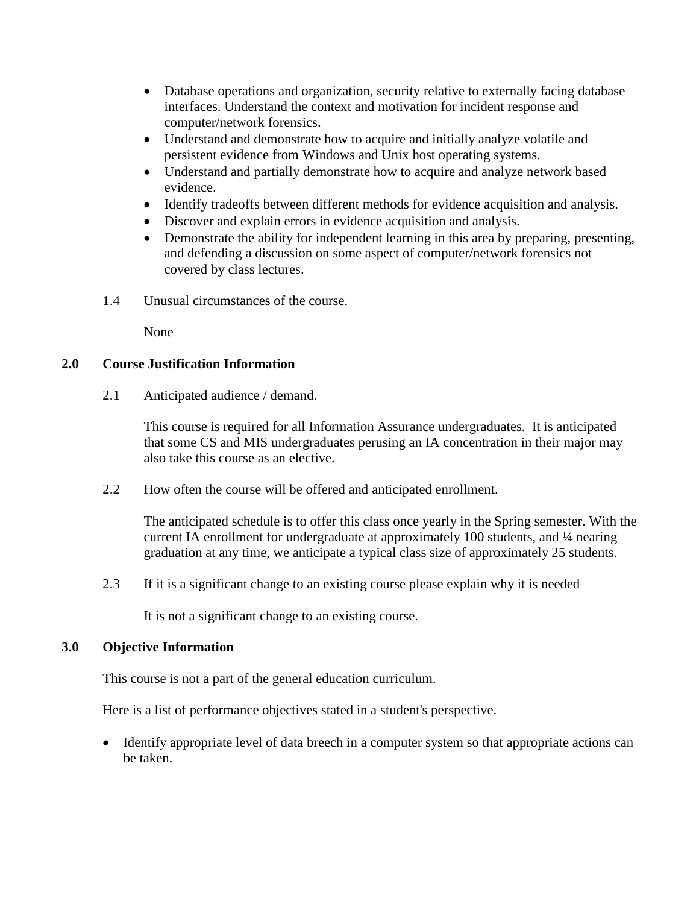- Database operations and organization, security relative to externally facing database interfaces. Understand the context and motivation for incident response and computer/network forensics.
- Understand and demonstrate how to acquire and initially analyze volatile and persistent evidence from Windows and Unix host operating systems.
- Understand and partially demonstrate how to acquire and analyze network based evidence.
- Identify tradeoffs between different methods for evidence acquisition and analysis.
- Discover and explain errors in evidence acquisition and analysis.
- Demonstrate the ability for independent learning in this area by preparing, presenting, and defending a discussion on some aspect of computer/network forensics not covered by class lectures.

1.4 Unusual circumstances of the course.

None

## 2.0 Course Justification Information

2.1 Anticipated audience / demand.

This course is required for all Information Assurance undergraduates. It is anticipated that some CS and MIS undergraduates perusing an IA concentration in their major may also take this course as an elective.

2.2 How often the course will be offered and anticipated enrollment.

The anticipated schedule is to offer this class once yearly in the Spring semester. With the current IA enrollment for undergraduate at approximately 100 students, and ¼ nearing graduation at any time, we anticipate a typical class size of approximately 25 students.

2.3 If it is a significant change to an existing course please explain why it is needed

It is not a significant change to an existing course.

## 3.0 Objective Information

This course is not a part of the general education curriculum.

Here is a list of performance objectives stated in a student's perspective.

- Identify appropriate level of data breech in a computer system so that appropriate actions can be taken.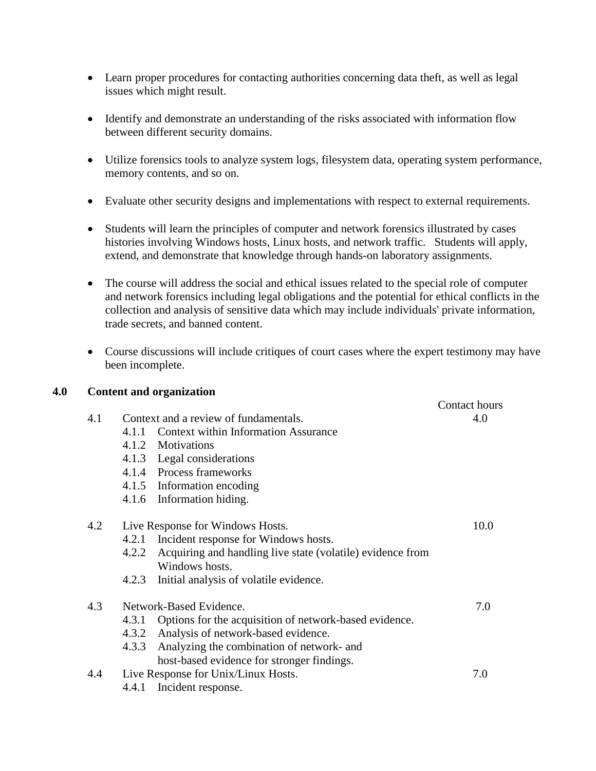- Learn proper procedures for contacting authorities concerning data theft, as well as legal issues which might result.

- Identify and demonstrate an understanding of the risks associated with information flow between different security domains.

- Utilize forensics tools to analyze system logs, filesystem data, operating system performance, memory contents, and so on.

- Evaluate other security designs and implementations with respect to external requirements.

- Students will learn the principles of computer and network forensics illustrated by cases histories involving Windows hosts, Linux hosts, and network traffic.   Students will apply, extend, and demonstrate that knowledge through hands-on laboratory assignments.

- The course will address the social and ethical issues related to the special role of computer and network forensics including legal obligations and the potential for ethical conflicts in the collection and analysis of sensitive data which may include individuals' private information, trade secrets, and banned content.

- Course discussions will include critiques of court cases where the expert testimony may have been incomplete.

## 4.0 Content and organization

| | | Contact hours |
|---|---|---|
| 4.1 | Context and a review of fundamentals. | 4.0 |
| | 4.1.1 Context within Information Assurance | |
| | 4.1.2 Motivations | |
| | 4.1.3 Legal considerations | |
| | 4.1.4 Process frameworks | |
| | 4.1.5 Information encoding | |
| | 4.1.6 Information hiding. | |
| 4.2 | Live Response for Windows Hosts. | 10.0 |
| | 4.2.1 Incident response for Windows hosts. | |
| | 4.2.2 Acquiring and handling live state (volatile) evidence from Windows hosts. | |
| | 4.2.3 Initial analysis of volatile evidence. | |
| 4.3 | Network-Based Evidence. | 7.0 |
| | 4.3.1 Options for the acquisition of network-based evidence. | |
| | 4.3.2 Analysis of network-based evidence. | |
| | 4.3.3 Analyzing the combination of network- and host-based evidence for stronger findings. | |
| 4.4 | Live Response for Unix/Linux Hosts. | 7.0 |
| | 4.4.1 Incident response. | |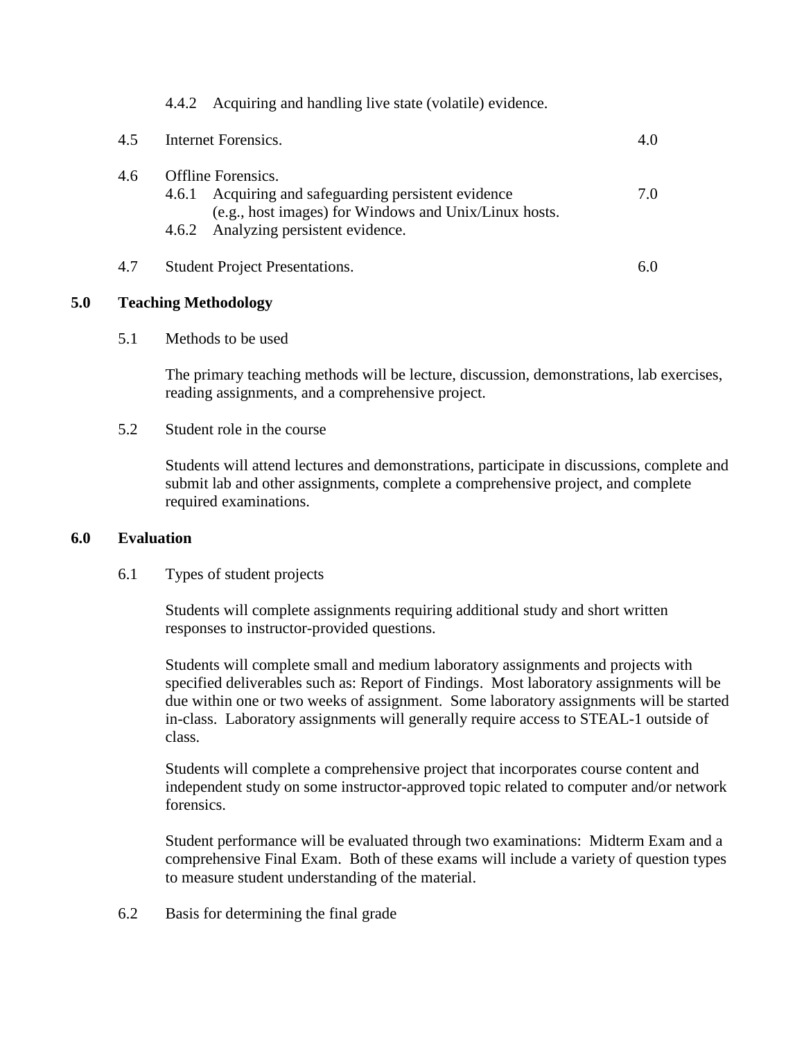4.4.2 Acquiring and handling live state (volatile) evidence.

| | | |
|---|---|---|
| 4.5 | Internet Forensics. | 4.0 |
| 4.6 | Offline Forensics.<br>4.6.1 Acquiring and safeguarding persistent evidence (e.g., host images) for Windows and Unix/Linux hosts.<br>4.6.2 Analyzing persistent evidence. | 7.0 |
| 4.7 | Student Project Presentations. | 6.0 |

## 5.0 Teaching Methodology

### 5.1 Methods to be used

The primary teaching methods will be lecture, discussion, demonstrations, lab exercises, reading assignments, and a comprehensive project.

### 5.2 Student role in the course

Students will attend lectures and demonstrations, participate in discussions, complete and submit lab and other assignments, complete a comprehensive project, and complete required examinations.

## 6.0 Evaluation

### 6.1 Types of student projects

Students will complete assignments requiring additional study and short written responses to instructor-provided questions.

Students will complete small and medium laboratory assignments and projects with specified deliverables such as: Report of Findings. Most laboratory assignments will be due within one or two weeks of assignment. Some laboratory assignments will be started in-class. Laboratory assignments will generally require access to STEAL-1 outside of class.

Students will complete a comprehensive project that incorporates course content and independent study on some instructor-approved topic related to computer and/or network forensics.

Student performance will be evaluated through two examinations: Midterm Exam and a comprehensive Final Exam. Both of these exams will include a variety of question types to measure student understanding of the material.

### 6.2 Basis for determining the final grade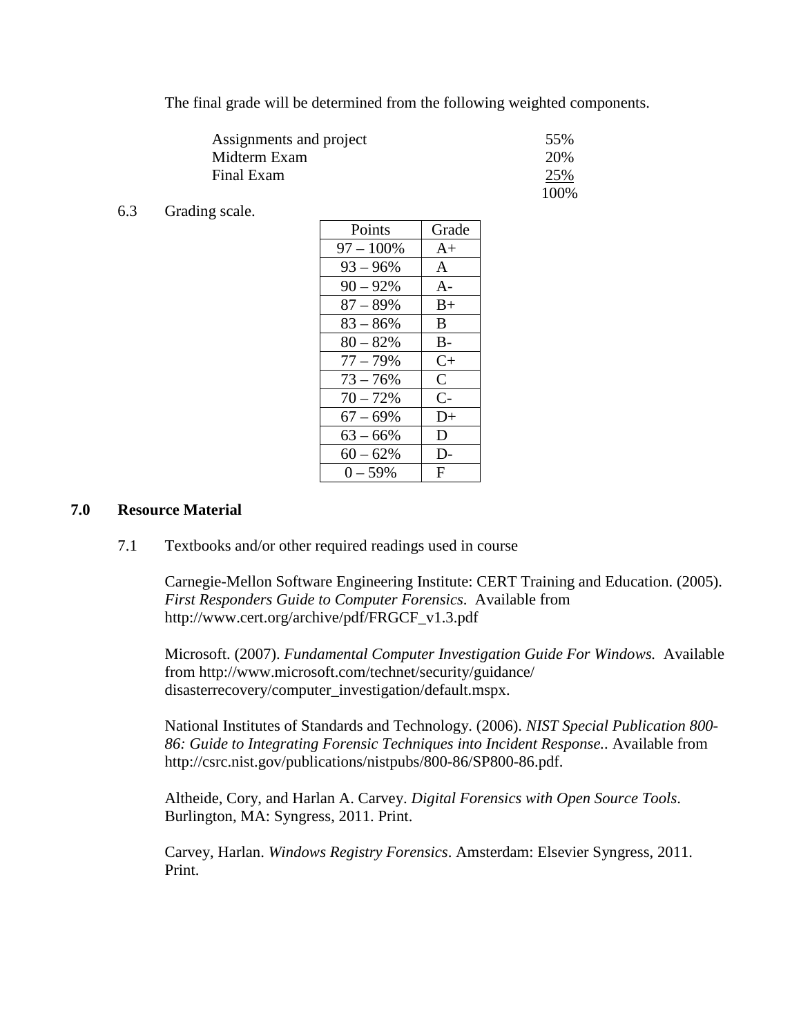The final grade will be determined from the following weighted components.

| Component | Weight |
|---|---|
| Assignments and project | 55% |
| Midterm Exam | 20% |
| Final Exam | 25% |
| | 100% |

6.3 Grading scale.

| Points | Grade |
|---|---|
| 97 – 100% | A+ |
| 93 – 96% | A |
| 90 – 92% | A- |
| 87 – 89% | B+ |
| 83 – 86% | B |
| 80 – 82% | B- |
| 77 – 79% | C+ |
| 73 – 76% | C |
| 70 – 72% | C- |
| 67 – 69% | D+ |
| 63 – 66% | D |
| 60 – 62% | D- |
| 0 – 59% | F |

## 7.0 Resource Material

7.1 Textbooks and/or other required readings used in course

Carnegie-Mellon Software Engineering Institute: CERT Training and Education. (2005). *First Responders Guide to Computer Forensics*. Available from http://www.cert.org/archive/pdf/FRGCF_v1.3.pdf

Microsoft. (2007). *Fundamental Computer Investigation Guide For Windows.* Available from http://www.microsoft.com/technet/security/guidance/disasterrecovery/computer_investigation/default.mspx.

National Institutes of Standards and Technology. (2006). *NIST Special Publication 800-86: Guide to Integrating Forensic Techniques into Incident Response.*. Available from http://csrc.nist.gov/publications/nistpubs/800-86/SP800-86.pdf.

Altheide, Cory, and Harlan A. Carvey. *Digital Forensics with Open Source Tools*. Burlington, MA: Syngress, 2011. Print.

Carvey, Harlan. *Windows Registry Forensics*. Amsterdam: Elsevier Syngress, 2011. Print.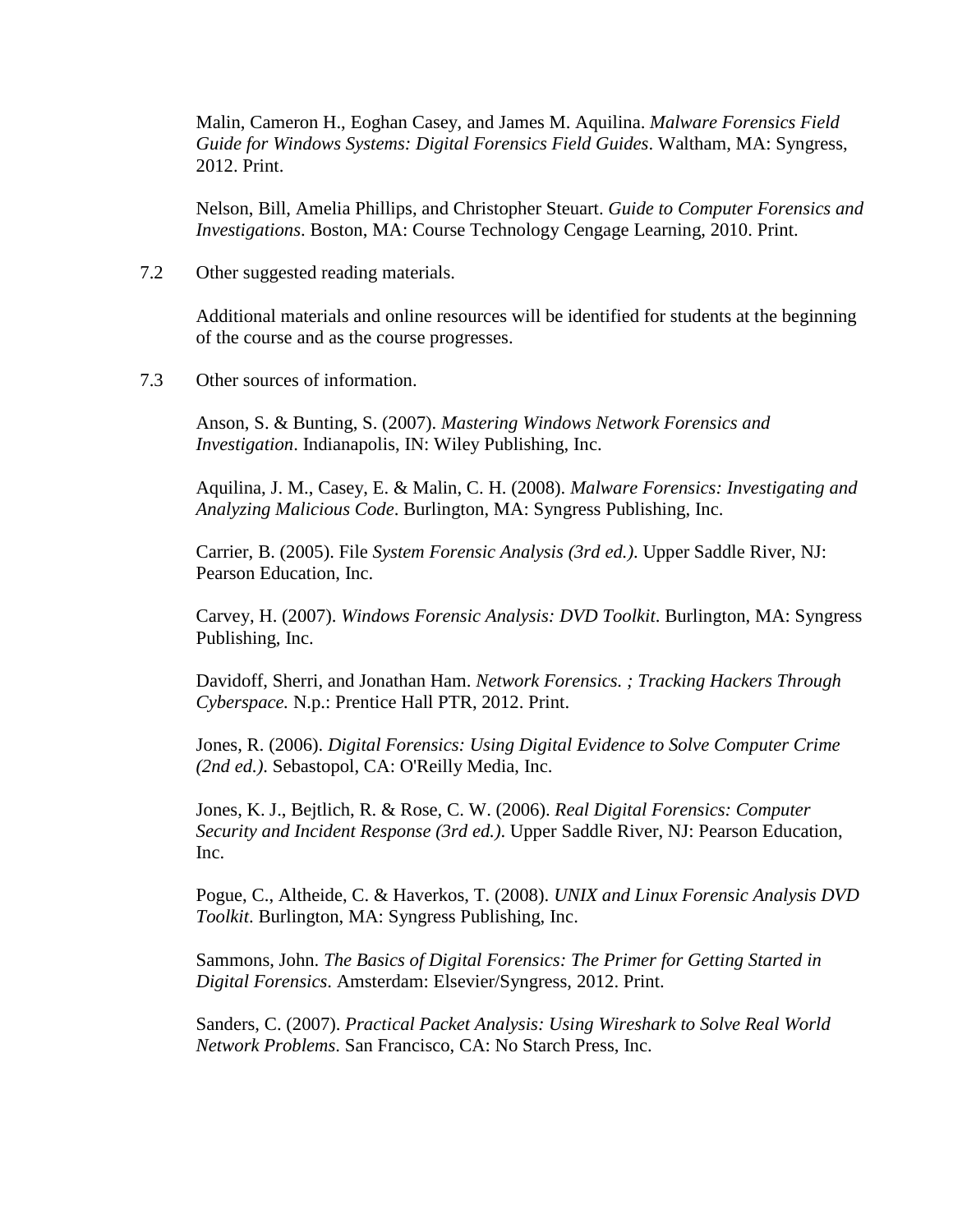Malin, Cameron H., Eoghan Casey, and James M. Aquilina. *Malware Forensics Field Guide for Windows Systems: Digital Forensics Field Guides*. Waltham, MA: Syngress, 2012. Print.

Nelson, Bill, Amelia Phillips, and Christopher Steuart. *Guide to Computer Forensics and Investigations*. Boston, MA: Course Technology Cengage Learning, 2010. Print.

7.2 Other suggested reading materials.

Additional materials and online resources will be identified for students at the beginning of the course and as the course progresses.

7.3 Other sources of information.

Anson, S. & Bunting, S. (2007). *Mastering Windows Network Forensics and Investigation*. Indianapolis, IN: Wiley Publishing, Inc.

Aquilina, J. M., Casey, E. & Malin, C. H. (2008). *Malware Forensics: Investigating and Analyzing Malicious Code*. Burlington, MA: Syngress Publishing, Inc.

Carrier, B. (2005). File *System Forensic Analysis (3rd ed.)*. Upper Saddle River, NJ: Pearson Education, Inc.

Carvey, H. (2007). *Windows Forensic Analysis: DVD Toolkit*. Burlington, MA: Syngress Publishing, Inc.

Davidoff, Sherri, and Jonathan Ham. *Network Forensics. ; Tracking Hackers Through Cyberspace.* N.p.: Prentice Hall PTR, 2012. Print.

Jones, R. (2006). *Digital Forensics: Using Digital Evidence to Solve Computer Crime (2nd ed.)*. Sebastopol, CA: O'Reilly Media, Inc.

Jones, K. J., Bejtlich, R. & Rose, C. W. (2006). *Real Digital Forensics: Computer Security and Incident Response (3rd ed.)*. Upper Saddle River, NJ: Pearson Education, Inc.

Pogue, C., Altheide, C. & Haverkos, T. (2008). *UNIX and Linux Forensic Analysis DVD Toolkit*. Burlington, MA: Syngress Publishing, Inc.

Sammons, John. *The Basics of Digital Forensics: The Primer for Getting Started in Digital Forensics*. Amsterdam: Elsevier/Syngress, 2012. Print.

Sanders, C. (2007). *Practical Packet Analysis: Using Wireshark to Solve Real World Network Problems*. San Francisco, CA: No Starch Press, Inc.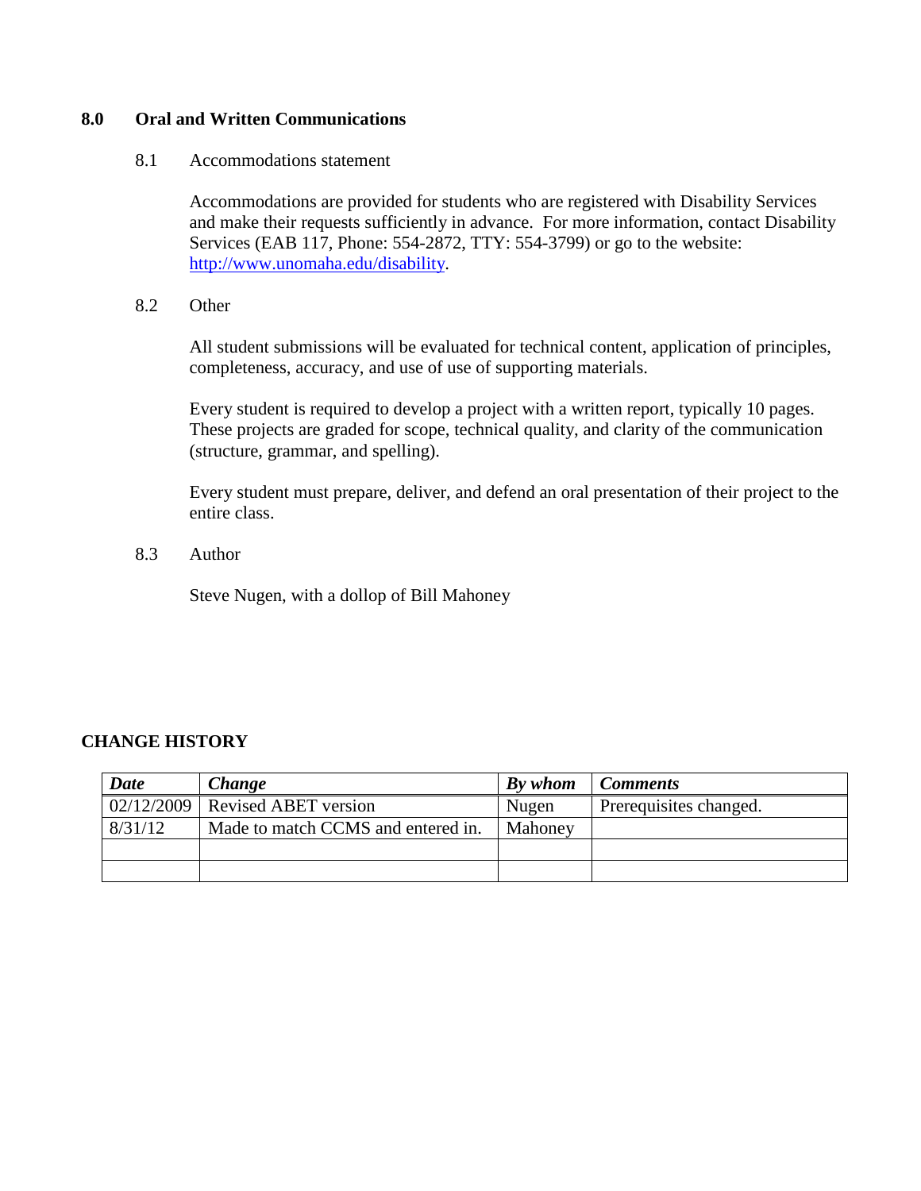## 8.0 Oral and Written Communications

### 8.1 Accommodations statement

Accommodations are provided for students who are registered with Disability Services and make their requests sufficiently in advance. For more information, contact Disability Services (EAB 117, Phone: 554-2872, TTY: 554-3799) or go to the website: [http://www.unomaha.edu/disability](http://www.unomaha.edu/disability).

### 8.2 Other

All student submissions will be evaluated for technical content, application of principles, completeness, accuracy, and use of use of supporting materials.

Every student is required to develop a project with a written report, typically 10 pages. These projects are graded for scope, technical quality, and clarity of the communication (structure, grammar, and spelling).

Every student must prepare, deliver, and defend an oral presentation of their project to the entire class.

### 8.3 Author

Steve Nugen, with a dollop of Bill Mahoney

## CHANGE HISTORY

| ***Date*** | ***Change*** | ***By whom*** | ***Comments*** |
|---|---|---|---|
| 02/12/2009 | Revised ABET version | Nugen | Prerequisites changed. |
| 8/31/12 | Made to match CCMS and entered in. | Mahoney | |
| | | | |
| | | | |